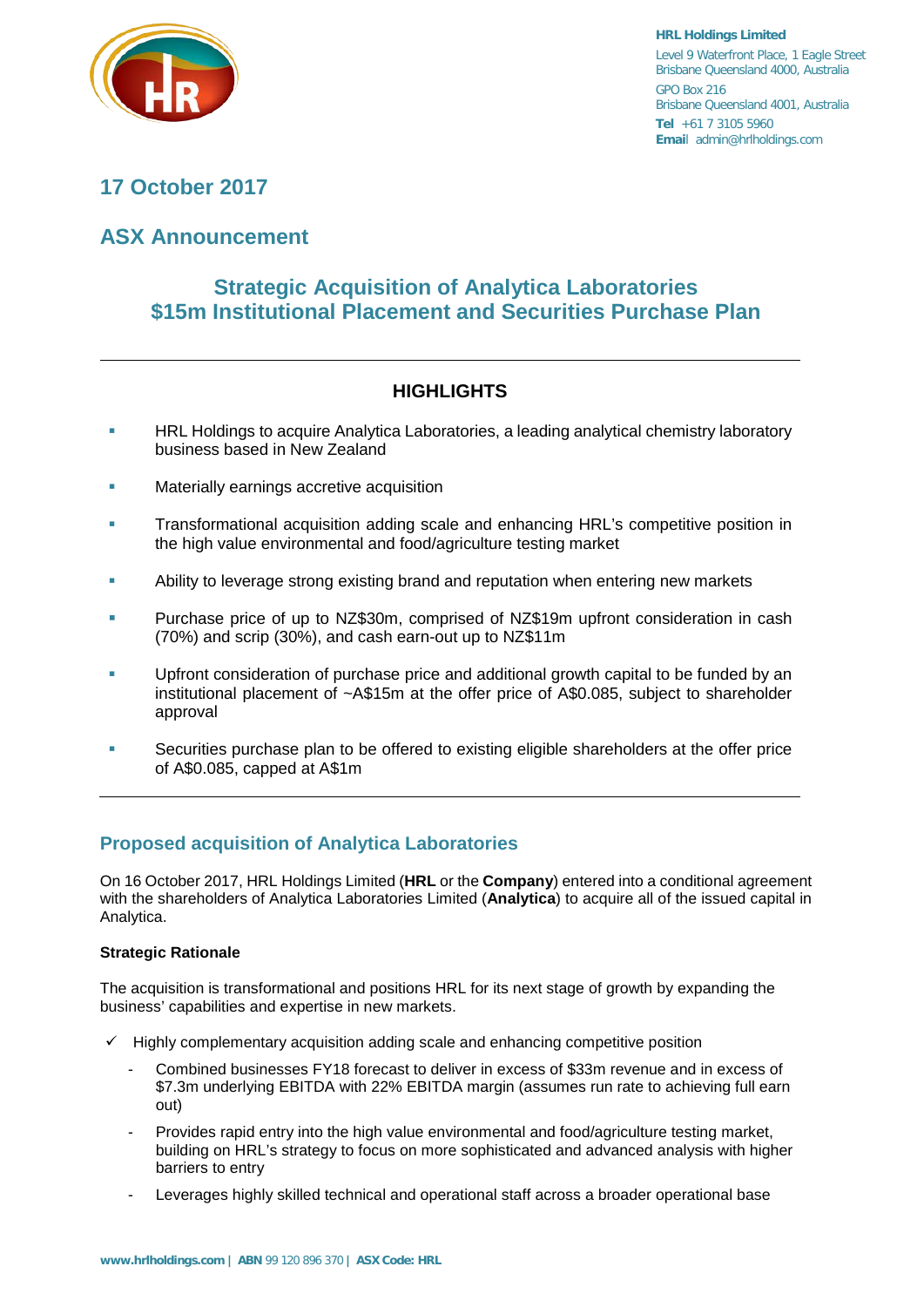**HRL Holdings Limited**
Level 9 Waterfront Place, 1 Eagle Street
Brisbane Queensland 4000, Australia
GPO Box 216
Brisbane Queensland 4001, Australia
**Tel** +61 7 3105 5960
**Email** admin@hrlholdings.com

## 17 October 2017

## ASX Announcement

# Strategic Acquisition of Analytica Laboratories
# $15m Institutional Placement and Securities Purchase Plan

---

### HIGHLIGHTS

- HRL Holdings to acquire Analytica Laboratories, a leading analytical chemistry laboratory business based in New Zealand
- Materially earnings accretive acquisition
- Transformational acquisition adding scale and enhancing HRL's competitive position in the high value environmental and food/agriculture testing market
- Ability to leverage strong existing brand and reputation when entering new markets
- Purchase price of up to NZ$30m, comprised of NZ$19m upfront consideration in cash (70%) and scrip (30%), and cash earn-out up to NZ$11m
- Upfront consideration of purchase price and additional growth capital to be funded by an institutional placement of ~A$15m at the offer price of A$0.085, subject to shareholder approval
- Securities purchase plan to be offered to existing eligible shareholders at the offer price of A$0.085, capped at A$1m

---

## Proposed acquisition of Analytica Laboratories

On 16 October 2017, HRL Holdings Limited (**HRL** or the **Company**) entered into a conditional agreement with the shareholders of Analytica Laboratories Limited (**Analytica**) to acquire all of the issued capital in Analytica.

**Strategic Rationale**

The acquisition is transformational and positions HRL for its next stage of growth by expanding the business' capabilities and expertise in new markets.

- ✓ Highly complementary acquisition adding scale and enhancing competitive position
  - Combined businesses FY18 forecast to deliver in excess of $33m revenue and in excess of $7.3m underlying EBITDA with 22% EBITDA margin (assumes run rate to achieving full earn out)
  - Provides rapid entry into the high value environmental and food/agriculture testing market, building on HRL's strategy to focus on more sophisticated and advanced analysis with higher barriers to entry
  - Leverages highly skilled technical and operational staff across a broader operational base

**www.hrlholdings.com** | **ABN** 99 120 896 370 | **ASX Code: HRL**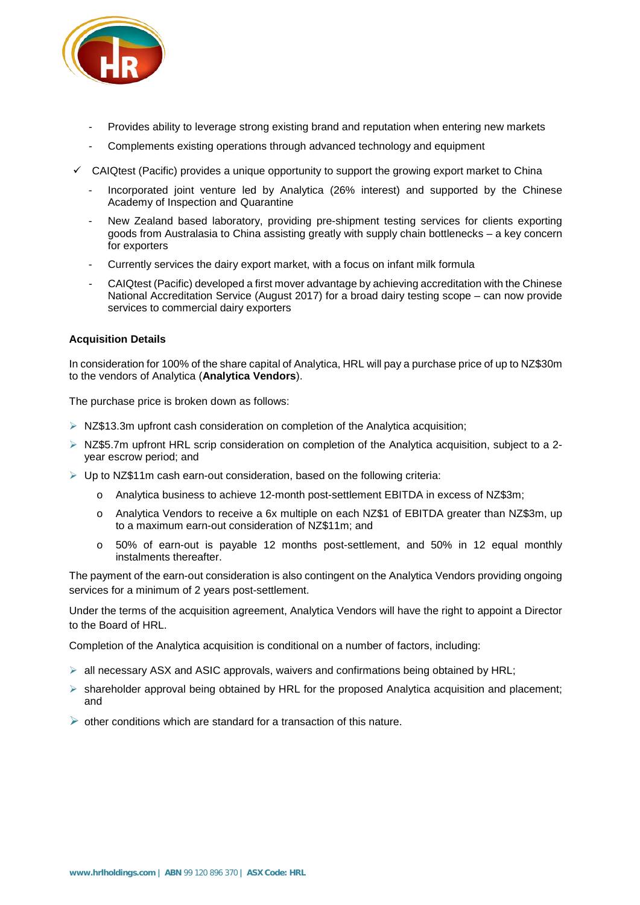- Provides ability to leverage strong existing brand and reputation when entering new markets
  - Complements existing operations through advanced technology and equipment
- ✓ CAIQtest (Pacific) provides a unique opportunity to support the growing export market to China
  - Incorporated joint venture led by Analytica (26% interest) and supported by the Chinese Academy of Inspection and Quarantine
  - New Zealand based laboratory, providing pre-shipment testing services for clients exporting goods from Australasia to China assisting greatly with supply chain bottlenecks – a key concern for exporters
  - Currently services the dairy export market, with a focus on infant milk formula
  - CAIQtest (Pacific) developed a first mover advantage by achieving accreditation with the Chinese National Accreditation Service (August 2017) for a broad dairy testing scope – can now provide services to commercial dairy exporters

**Acquisition Details**

In consideration for 100% of the share capital of Analytica, HRL will pay a purchase price of up to NZ$30m to the vendors of Analytica (**Analytica Vendors**).

The purchase price is broken down as follows:

- NZ$13.3m upfront cash consideration on completion of the Analytica acquisition;
- NZ$5.7m upfront HRL scrip consideration on completion of the Analytica acquisition, subject to a 2-year escrow period; and
- Up to NZ$11m cash earn-out consideration, based on the following criteria:
  - Analytica business to achieve 12-month post-settlement EBITDA in excess of NZ$3m;
  - Analytica Vendors to receive a 6x multiple on each NZ$1 of EBITDA greater than NZ$3m, up to a maximum earn-out consideration of NZ$11m; and
  - 50% of earn-out is payable 12 months post-settlement, and 50% in 12 equal monthly instalments thereafter.

The payment of the earn-out consideration is also contingent on the Analytica Vendors providing ongoing services for a minimum of 2 years post-settlement.

Under the terms of the acquisition agreement, Analytica Vendors will have the right to appoint a Director to the Board of HRL.

Completion of the Analytica acquisition is conditional on a number of factors, including:

- all necessary ASX and ASIC approvals, waivers and confirmations being obtained by HRL;
- shareholder approval being obtained by HRL for the proposed Analytica acquisition and placement; and
- other conditions which are standard for a transaction of this nature.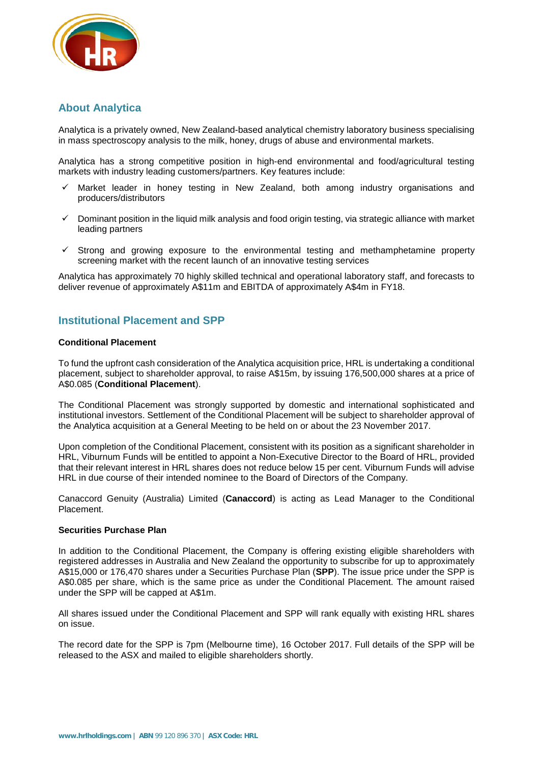## About Analytica

Analytica is a privately owned, New Zealand-based analytical chemistry laboratory business specialising in mass spectroscopy analysis to the milk, honey, drugs of abuse and environmental markets.

Analytica has a strong competitive position in high-end environmental and food/agricultural testing markets with industry leading customers/partners. Key features include:

- ✓ Market leader in honey testing in New Zealand, both among industry organisations and producers/distributors
- ✓ Dominant position in the liquid milk analysis and food origin testing, via strategic alliance with market leading partners
- ✓ Strong and growing exposure to the environmental testing and methamphetamine property screening market with the recent launch of an innovative testing services

Analytica has approximately 70 highly skilled technical and operational laboratory staff, and forecasts to deliver revenue of approximately A$11m and EBITDA of approximately A$4m in FY18.

## Institutional Placement and SPP

**Conditional Placement**

To fund the upfront cash consideration of the Analytica acquisition price, HRL is undertaking a conditional placement, subject to shareholder approval, to raise A$15m, by issuing 176,500,000 shares at a price of A$0.085 (**Conditional Placement**).

The Conditional Placement was strongly supported by domestic and international sophisticated and institutional investors. Settlement of the Conditional Placement will be subject to shareholder approval of the Analytica acquisition at a General Meeting to be held on or about the 23 November 2017.

Upon completion of the Conditional Placement, consistent with its position as a significant shareholder in HRL, Viburnum Funds will be entitled to appoint a Non-Executive Director to the Board of HRL, provided that their relevant interest in HRL shares does not reduce below 15 per cent. Viburnum Funds will advise HRL in due course of their intended nominee to the Board of Directors of the Company.

Canaccord Genuity (Australia) Limited (**Canaccord**) is acting as Lead Manager to the Conditional Placement.

**Securities Purchase Plan**

In addition to the Conditional Placement, the Company is offering existing eligible shareholders with registered addresses in Australia and New Zealand the opportunity to subscribe for up to approximately A$15,000 or 176,470 shares under a Securities Purchase Plan (**SPP**). The issue price under the SPP is A$0.085 per share, which is the same price as under the Conditional Placement. The amount raised under the SPP will be capped at A$1m.

All shares issued under the Conditional Placement and SPP will rank equally with existing HRL shares on issue.

The record date for the SPP is 7pm (Melbourne time), 16 October 2017. Full details of the SPP will be released to the ASX and mailed to eligible shareholders shortly.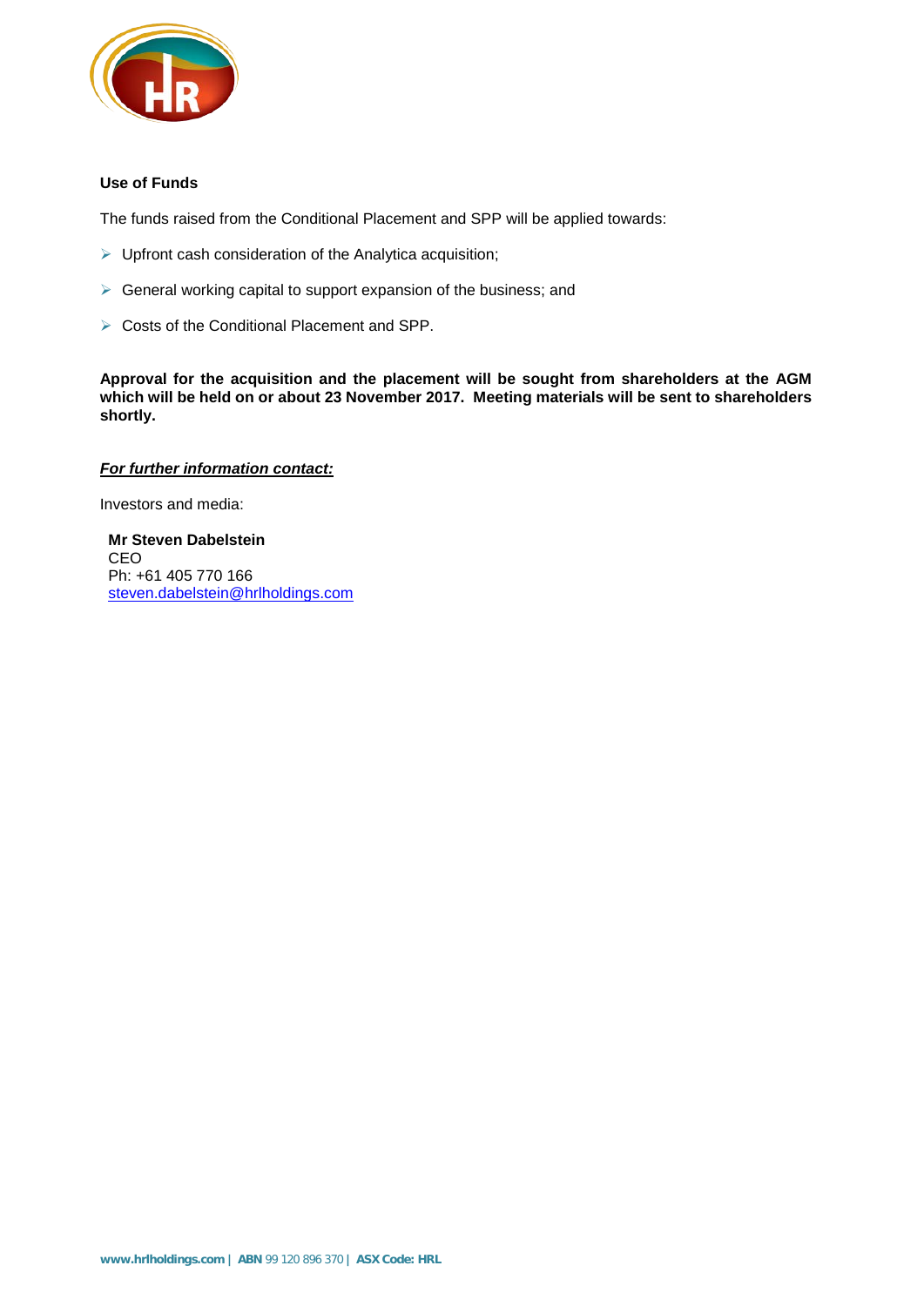**Use of Funds**

The funds raised from the Conditional Placement and SPP will be applied towards:

- Upfront cash consideration of the Analytica acquisition;
- General working capital to support expansion of the business; and
- Costs of the Conditional Placement and SPP.

**Approval for the acquisition and the placement will be sought from shareholders at the AGM which will be held on or about 23 November 2017. Meeting materials will be sent to shareholders shortly.**

***For further information contact:***

Investors and media:

**Mr Steven Dabelstein**
CEO
Ph: +61 405 770 166
steven.dabelstein@hrlholdings.com